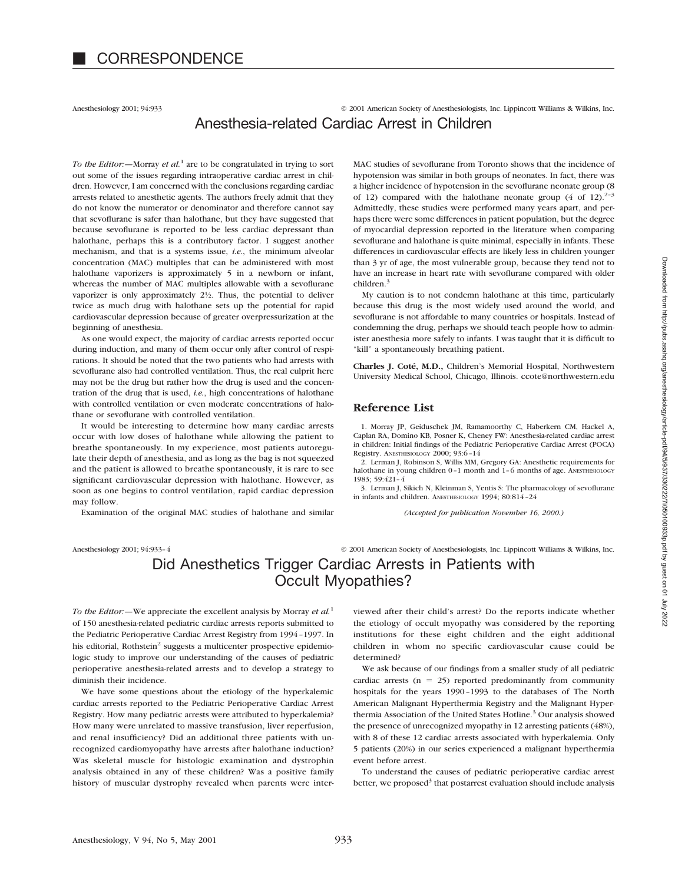# CORRESPONDENCE

## Anesthesia-related Cardiac Arrest in Children

*To the Editor:*—Morray *et al.*[1] are to be congratulated in trying to sort out some of the issues regarding intraoperative cardiac arrest in children. However, I am concerned with the conclusions regarding cardiac arrests related to anesthetic agents. The authors freely admit that they do not know the numerator or denominator and therefore cannot say that sevoflurane is safer than halothane, but they have suggested that because sevoflurane is reported to be less cardiac depressant than halothane, perhaps this is a contributory factor. I suggest another mechanism, and that is a systems issue, *i.e.*, the minimum alveolar concentration (MAC) multiples that can be administered with most halothane vaporizers is approximately 5 in a newborn or infant, whereas the number of MAC multiples allowable with a sevoflurane vaporizer is only approximately 2½. Thus, the potential to deliver twice as much drug with halothane sets up the potential for rapid cardiovascular depression because of greater overpressurization at the beginning of anesthesia.

As one would expect, the majority of cardiac arrests reported occur during induction, and many of them occur only after control of respirations. It should be noted that the two patients who had arrests with sevoflurane also had controlled ventilation. Thus, the real culprit here may not be the drug but rather how the drug is used and the concentration of the drug that is used, *i.e.*, high concentrations of halothane with controlled ventilation or even moderate concentrations of halothane or sevoflurane with controlled ventilation.

It would be interesting to determine how many cardiac arrests occur with low doses of halothane while allowing the patient to breathe spontaneously. In my experience, most patients autoregulate their depth of anesthesia, and as long as the bag is not squeezed and the patient is allowed to breathe spontaneously, it is rare to see significant cardiovascular depression with halothane. However, as soon as one begins to control ventilation, rapid cardiac depression may follow.

Examination of the original MAC studies of halothane and similar MAC studies of sevoflurane from Toronto shows that the incidence of hypotension was similar in both groups of neonates. In fact, there was a higher incidence of hypotension in the sevoflurane neonate group (8 of 12) compared with the halothane neonate group (4 of 12).[2–3] Admittedly, these studies were performed many years apart, and perhaps there were some differences in patient population, but the degree of myocardial depression reported in the literature when comparing sevoflurane and halothane is quite minimal, especially in infants. These differences in cardiovascular effects are likely less in children younger than 3 yr of age, the most vulnerable group, because they tend not to have an increase in heart rate with sevoflurane compared with older children.[3]

My caution is to not condemn halothane at this time, particularly because this drug is the most widely used around the world, and sevoflurane is not affordable to many countries or hospitals. Instead of condemning the drug, perhaps we should teach people how to administer anesthesia more safely to infants. I was taught that it is difficult to "kill" a spontaneously breathing patient.

**Charles J. Coté, M.D.,** Children's Memorial Hospital, Northwestern University Medical School, Chicago, Illinois. ccote@northwestern.edu

### Reference List

1. Morray JP, Geiduschek JM, Ramamoorthy C, Haberkern CM, Hackel A, Caplan RA, Domino KB, Posner K, Cheney FW: Anesthesia-related cardiac arrest in children: Initial findings of the Pediatric Perioperative Cardiac Arrest (POCA) Registry. ANESTHESIOLOGY 2000; 93:6–14
2. Lerman J, Robinson S, Willis MM, Gregory GA: Anesthetic requirements for halothane in young children 0–1 month and 1–6 months of age. ANESTHESIOLOGY 1983; 59:421–4
3. Lerman J, Sikich N, Kleinman S, Yentis S: The pharmacology of sevoflurane in infants and children. ANESTHESIOLOGY 1994; 80:814–24

*(Accepted for publication November 16, 2000.)*

## Did Anesthetics Trigger Cardiac Arrests in Patients with Occult Myopathies?

*To the Editor:*—We appreciate the excellent analysis by Morray *et al.*[1] of 150 anesthesia-related pediatric cardiac arrests reports submitted to the Pediatric Perioperative Cardiac Arrest Registry from 1994–1997. In his editorial, Rothstein[2] suggests a multicenter prospective epidemiologic study to improve our understanding of the causes of pediatric perioperative anesthesia-related arrests and to develop a strategy to diminish their incidence.

We have some questions about the etiology of the hyperkalemic cardiac arrests reported to the Pediatric Perioperative Cardiac Arrest Registry. How many pediatric arrests were attributed to hyperkalemia? How many were unrelated to massive transfusion, liver reperfusion, and renal insufficiency? Did an additional three patients with unrecognized cardiomyopathy have arrests after halothane induction? Was skeletal muscle for histologic examination and dystrophin analysis obtained in any of these children? Was a positive family history of muscular dystrophy revealed when parents were interviewed after their child's arrest? Do the reports indicate whether the etiology of occult myopathy was considered by the reporting institutions for these eight children and the eight additional children in whom no specific cardiovascular cause could be determined?

We ask because of our findings from a smaller study of all pediatric cardiac arrests (n = 25) reported predominantly from community hospitals for the years 1990–1993 to the databases of The North American Malignant Hyperthermia Registry and the Malignant Hyperthermia Association of the United States Hotline.[3] Our analysis showed the presence of unrecognized myopathy in 12 arresting patients (48%), with 8 of these 12 cardiac arrests associated with hyperkalemia. Only 5 patients (20%) in our series experienced a malignant hyperthermia event before arrest.

To understand the causes of pediatric perioperative cardiac arrest better, we proposed[3] that postarrest evaluation should include analysis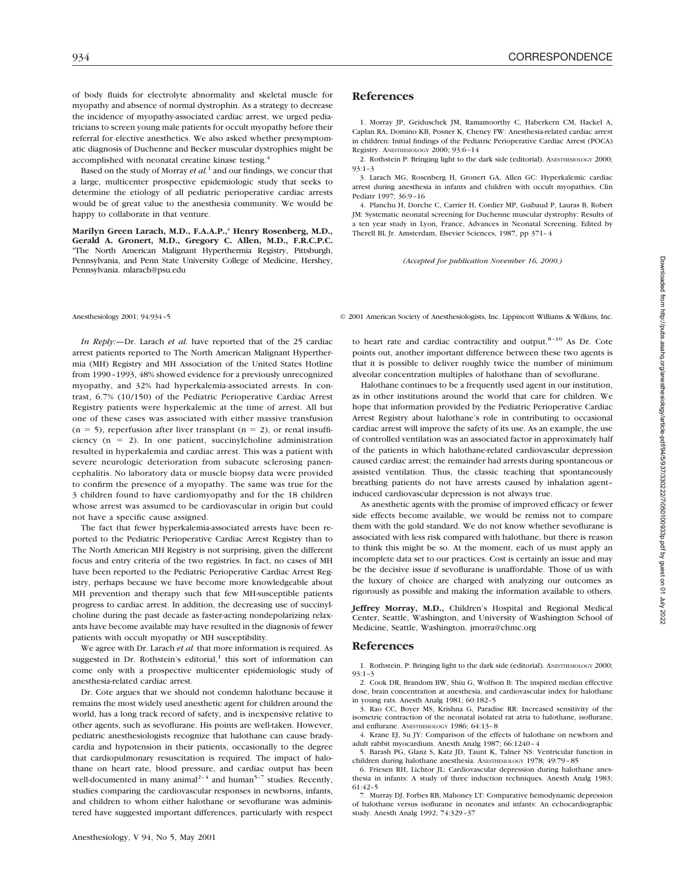of body fluids for electrolyte abnormality and skeletal muscle for myopathy and absence of normal dystrophin. As a strategy to decrease the incidence of myopathy-associated cardiac arrest, we urged pediatricians to screen young male patients for occult myopathy before their referral for elective anesthetics. We also asked whether presymptomatic diagnosis of Duchenne and Becker muscular dystrophies might be accomplished with neonatal creatine kinase testing.[4]

Based on the study of Morray *et al.*[1] and our findings, we concur that a large, multicenter prospective epidemiologic study that seeks to determine the etiology of all pediatric perioperative cardiac arrests would be of great value to the anesthesia community. We would be happy to collaborate in that venture.

**Marilyn Green Larach, M.D., F.A.A.P.,\* Henry Rosenberg, M.D., Gerald A. Gronert, M.D., Gregory C. Allen, M.D., F.R.C.P.C.** \*The North American Malignant Hyperthermia Registry, Pittsburgh, Pennsylvania, and Penn State University College of Medicine, Hershey, Pennsylvania. mlarach@psu.edu

## References

1. Morray JP, Geiduschek JM, Ramamoorthy C, Haberkern CM, Hackel A, Caplan RA, Domino KB, Posner K, Cheney FW: Anesthesia-related cardiac arrest in children: Initial findings of the Pediatric Perioperative Cardiac Arrest (POCA) Registry. ANESTHESIOLOGY 2000; 93:6–14
2. Rothstein P: Bringing light to the dark side (editorial). ANESTHESIOLOGY 2000; 93:1–3
3. Larach MG, Rosenberg H, Gronert GA, Allen GC: Hyperkalemic cardiac arrest during anesthesia in infants and children with occult myopathies. Clin Pediatr 1997; 36:9–16
4. Planchu H, Dorche C, Carrier H, Cordier MP, Guibaud P, Lauras B, Robert JM: Systematic neonatal screening for Duchenne muscular dystrophy: Results of a ten year study in Lyon, France, Advances in Neonatal Screening. Edited by Therell BL Jr. Amsterdam, Elsevier Sciences, 1987, pp 371–4

*(Accepted for publication November 16, 2000.)*

Anesthesiology 2001; 94:934–5 © 2001 American Society of Anesthesiologists, Inc. Lippincott Williams & Wilkins, Inc.

*In Reply:*—Dr. Larach *et al.* have reported that of the 25 cardiac arrest patients reported to The North American Malignant Hyperthermia (MH) Registry and MH Association of the United States Hotline from 1990–1993, 48% showed evidence for a previously unrecognized myopathy, and 32% had hyperkalemia-associated arrests. In contrast, 6.7% (10/150) of the Pediatric Perioperative Cardiac Arrest Registry patients were hyperkalemic at the time of arrest. All but one of these cases was associated with either massive transfusion (n = 5), reperfusion after liver transplant (n = 2), or renal insufficiency (n = 2). In one patient, succinylcholine administration resulted in hyperkalemia and cardiac arrest. This was a patient with severe neurologic deterioration from subacute sclerosing panencephalitis. No laboratory data or muscle biopsy data were provided to confirm the presence of a myopathy. The same was true for the 3 children found to have cardiomyopathy and for the 18 children whose arrest was assumed to be cardiovascular in origin but could not have a specific cause assigned.

The fact that fewer hyperkalemia-associated arrests have been reported to the Pediatric Perioperative Cardiac Arrest Registry than to The North American MH Registry is not surprising, given the different focus and entry criteria of the two registries. In fact, no cases of MH have been reported to the Pediatric Perioperative Cardiac Arrest Registry, perhaps because we have become more knowledgeable about MH prevention and therapy such that few MH-susceptible patients progress to cardiac arrest. In addition, the decreasing use of succinylcholine during the past decade as faster-acting nondepolarizing relaxants have become available may have resulted in the diagnosis of fewer patients with occult myopathy or MH susceptibility.

We agree with Dr. Larach *et al.* that more information is required. As suggested in Dr. Rothstein's editorial,[1] this sort of information can come only with a prospective multicenter epidemiologic study of anesthesia-related cardiac arrest.

Dr. Cote argues that we should not condemn halothane because it remains the most widely used anesthetic agent for children around the world, has a long track record of safety, and is inexpensive relative to other agents, such as sevoflurane. His points are well-taken. However, pediatric anesthesiologists recognize that halothane can cause bradycardia and hypotension in their patients, occasionally to the degree that cardiopulmonary resuscitation is required. The impact of halothane on heart rate, blood pressure, and cardiac output has been well-documented in many animal[2–4] and human[5–7] studies. Recently, studies comparing the cardiovascular responses in newborns, infants, and children to whom either halothane or sevoflurane was administered have suggested important differences, particularly with respect to heart rate and cardiac contractility and output.[8–10] As Dr. Cote points out, another important difference between these two agents is that it is possible to deliver roughly twice the number of minimum alveolar concentration multiples of halothane than of sevoflurane.

Halothane continues to be a frequently used agent in our institution, as in other institutions around the world that care for children. We hope that information provided by the Pediatric Perioperative Cardiac Arrest Registry about halothane's role in contributing to occasional cardiac arrest will improve the safety of its use. As an example, the use of controlled ventilation was an associated factor in approximately half of the patients in which halothane-related cardiovascular depression caused cardiac arrest; the remainder had arrests during spontaneous or assisted ventilation. Thus, the classic teaching that spontaneously breathing patients do not have arrests caused by inhalation agent–induced cardiovascular depression is not always true.

As anesthetic agents with the promise of improved efficacy or fewer side effects become available, we would be remiss not to compare them with the gold standard. We do not know whether sevoflurane is associated with less risk compared with halothane, but there is reason to think this might be so. At the moment, each of us must apply an incomplete data set to our practices. Cost is certainly an issue and may be the decisive issue if sevoflurane is unaffordable. Those of us with the luxury of choice are charged with analyzing our outcomes as rigorously as possible and making the information available to others.

**Jeffrey Morray, M.D.,** Children's Hospital and Regional Medical Center, Seattle, Washington, and University of Washington School of Medicine, Seattle, Washington. jmorra@chmc.org

## References

1. Rothstein, P: Bringing light to the dark side (editorial). ANESTHESIOLOGY 2000; 93:1–3
2. Cook DR, Brandom BW, Shiu G, Wolfson B: The inspired median effective dose, brain concentration at anesthesia, and cardiovascular index for halothane in young rats. Anesth Analg 1981; 60:182–5
3. Rao CC, Boyer MS, Krishna G, Paradise RR: Increased sensitivity of the isometric contraction of the neonatal isolated rat atria to halothane, isoflurane, and enflurane. ANESTHESIOLOGY 1986; 64:13–8
4. Krane EJ, Su JY: Comparison of the effects of halothane on newborn and adult rabbit myocardium. Anesth Analg 1987; 66:1240–4
5. Barash PG, Glanz S, Katz JD, Taunt K, Talner NS: Ventricular function in children during halothane anesthesia. ANESTHESIOLOGY 1978; 49:79–85
6. Friesen RH, Lichtor JL: Cardiovascular depression during halothane anesthesia in infants: A study of three induction techniques. Anesth Analg 1983; 61:42–5
7. Murray DJ, Forbes RB, Mahoney LT: Comparative hemodynamic depression of halothane versus isoflurane in neonates and infants: An echocardiographic study. Anesth Analg 1992; 74:329–37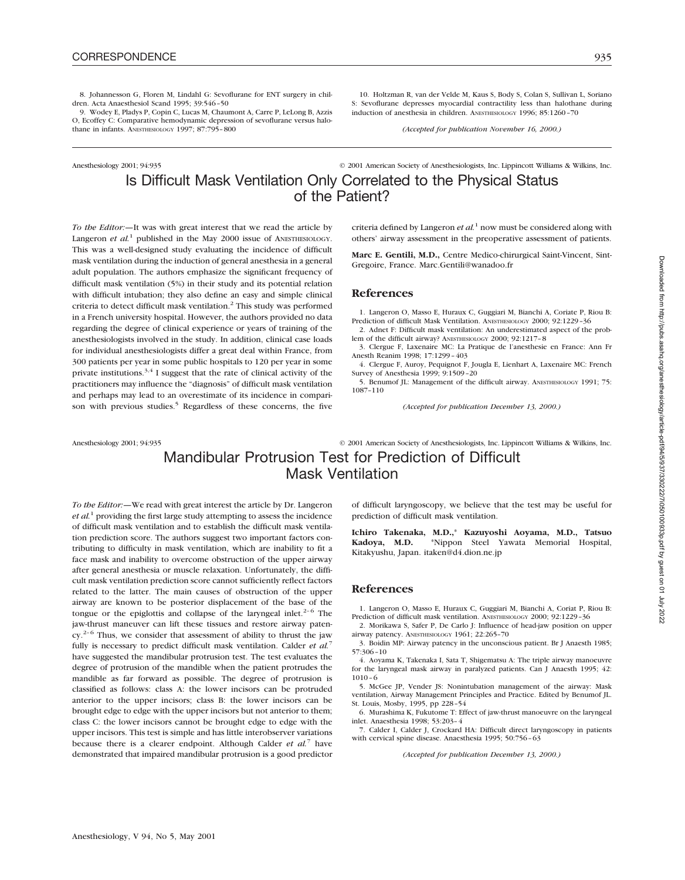8. Johannesson G, Floren M, Lindahl G: Sevoflurane for ENT surgery in children. Acta Anaesthesiol Scand 1995; 39:546–50

9. Wodey E, Pladys P, Copin C, Lucas M, Chaumont A, Carre P, LeLong B, Azzis O, Ecoffey C: Comparative hemodynamic depression of sevoflurane versus halothane in infants. ANESTHESIOLOGY 1997; 87:795–800

10. Holtzman R, van der Velde M, Kaus S, Body S, Colan S, Sullivan L, Soriano S: Sevoflurane depresses myocardial contractility less than halothane during induction of anesthesia in children. ANESTHESIOLOGY 1996; 85:1260–70

*(Accepted for publication November 16, 2000.)*

Anesthesiology 2001; 94:935 © 2001 American Society of Anesthesiologists, Inc. Lippincott Williams & Wilkins, Inc.

# Is Difficult Mask Ventilation Only Correlated to the Physical Status of the Patient?

*To the Editor:*—It was with great interest that we read the article by Langeron *et al.*[1] published in the May 2000 issue of ANESTHESIOLOGY. This was a well-designed study evaluating the incidence of difficult mask ventilation during the induction of general anesthesia in a general adult population. The authors emphasize the significant frequency of difficult mask ventilation (5%) in their study and its potential relation with difficult intubation; they also define an easy and simple clinical criteria to detect difficult mask ventilation.[2] This study was performed in a French university hospital. However, the authors provided no data regarding the degree of clinical experience or years of training of the anesthesiologists involved in the study. In addition, clinical case loads for individual anesthesiologists differ a great deal within France, from 300 patients per year in some public hospitals to 120 per year in some private institutions.[3,4] I suggest that the rate of clinical activity of the practitioners may influence the "diagnosis" of difficult mask ventilation and perhaps may lead to an overestimate of its incidence in comparison with previous studies.[5] Regardless of these concerns, the five criteria defined by Langeron *et al.*[1] now must be considered along with others' airway assessment in the preoperative assessment of patients.

**Marc E. Gentili, M.D.,** Centre Medico-chirurgical Saint-Vincent, Sint-Gregoire, France. Marc.Gentili@wanadoo.fr

## References

1. Langeron O, Masso E, Huraux C, Guggiari M, Bianchi A, Coriate P, Riou B: Prediction of difficult Mask Ventilation. ANESTHESIOLOGY 2000; 92:1229–36
2. Adnet F: Difficult mask ventilation: An underestimated aspect of the problem of the difficult airway? ANESTHESIOLOGY 2000; 92:1217–8
3. Clergue F, Laxenaire MC: La Pratique de l'anesthesie en France: Ann Fr Anesth Reanim 1998; 17:1299–403
4. Clergue F, Auroy, Pequignot F, Jougla E, Lienhart A, Laxenaire MC: French Survey of Anesthesia 1999; 9:1509–20
5. Benumof JL: Management of the difficult airway. ANESTHESIOLOGY 1991; 75: 1087–110

*(Accepted for publication December 13, 2000.)*

Anesthesiology 2001; 94:935 © 2001 American Society of Anesthesiologists, Inc. Lippincott Williams & Wilkins, Inc.

# Mandibular Protrusion Test for Prediction of Difficult Mask Ventilation

*To the Editor:*—We read with great interest the article by Dr. Langeron *et al.*[1] providing the first large study attempting to assess the incidence of difficult mask ventilation and to establish the difficult mask ventilation prediction score. The authors suggest two important factors contributing to difficulty in mask ventilation, which are inability to fit a face mask and inability to overcome obstruction of the upper airway after general anesthesia or muscle relaxation. Unfortunately, the difficult mask ventilation prediction score cannot sufficiently reflect factors related to the latter. The main causes of obstruction of the upper airway are known to be posterior displacement of the base of the tongue or the epiglottis and collapse of the laryngeal inlet.[2–6] The jaw-thrust maneuver can lift these tissues and restore airway patency.[2–6] Thus, we consider that assessment of ability to thrust the jaw fully is necessary to predict difficult mask ventilation. Calder *et al.*[7] have suggested the mandibular protrusion test. The test evaluates the degree of protrusion of the mandible when the patient protrudes the mandible as far forward as possible. The degree of protrusion is classified as follows: class A: the lower incisors can be protruded anterior to the upper incisors; class B: the lower incisors can be brought edge to edge with the upper incisors but not anterior to them; class C: the lower incisors cannot be brought edge to edge with the upper incisors. This test is simple and has little interobserver variations because there is a clearer endpoint. Although Calder *et al.*[7] have demonstrated that impaired mandibular protrusion is a good predictor of difficult laryngoscopy, we believe that the test may be useful for prediction of difficult mask ventilation.

**Ichiro Takenaka, M.D.,\* Kazuyoshi Aoyama, M.D., Tatsuo Kadoya, M.D.** \*Nippon Steel Yawata Memorial Hospital, Kitakyushu, Japan. itaken@d4.dion.ne.jp

## References

1. Langeron O, Masso E, Huraux C, Guggiari M, Bianchi A, Coriat P, Riou B: Prediction of difficult mask ventilation. ANESTHESIOLOGY 2000; 92:1229–36
2. Morikawa S, Safer P, De Carlo J: Influence of head-jaw position on upper airway patency. ANESTHESIOLOGY 1961; 22:265–70
3. Boidin MP: Airway patency in the unconscious patient. Br J Anaesth 1985; 57:306–10
4. Aoyama K, Takenaka I, Sata T, Shigematsu A: The triple airway manoeuvre for the laryngeal mask airway in paralyzed patients. Can J Anaesth 1995; 42: 1010–6
5. McGee JP, Vender JS: Nonintubation management of the airway: Mask ventilation, Airway Management Principles and Practice. Edited by Benumof JL. St. Louis, Mosby, 1995, pp 228–54
6. Murashima K, Fukutome T: Effect of jaw-thrust manoeuvre on the laryngeal inlet. Anaesthesia 1998; 53:203–4
7. Calder I, Calder J, Crockard HA: Difficult direct laryngoscopy in patients with cervical spine disease. Anaesthesia 1995; 50:756–63

*(Accepted for publication December 13, 2000.)*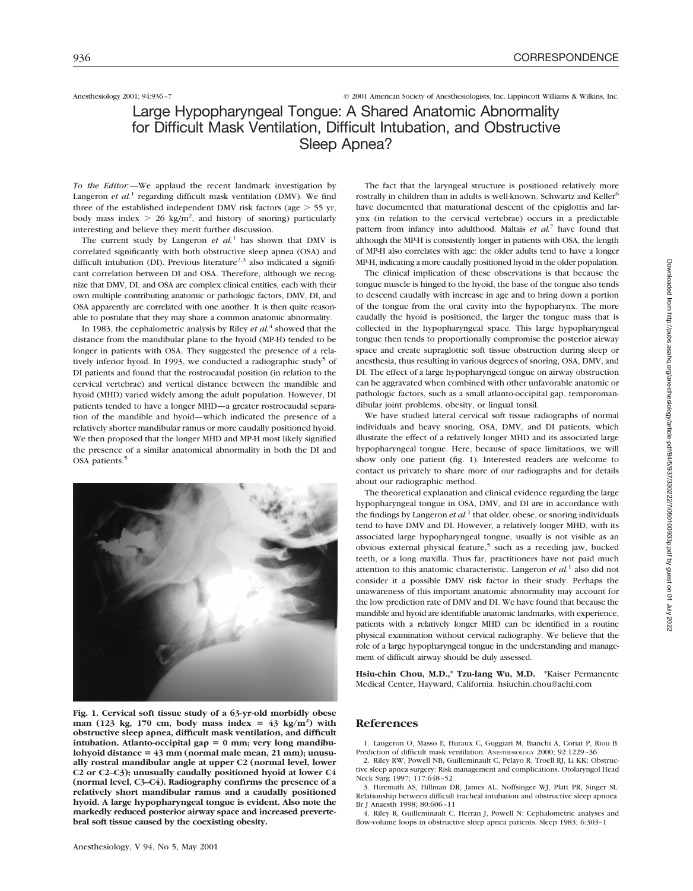Anesthesiology 2001; 94:936–7 © 2001 American Society of Anesthesiologists, Inc. Lippincott Williams & Wilkins, Inc.

# Large Hypopharyngeal Tongue: A Shared Anatomic Abnormality for Difficult Mask Ventilation, Difficult Intubation, and Obstructive Sleep Apnea?

*To the Editor:*—We applaud the recent landmark investigation by Langeron *et al.*[1] regarding difficult mask ventilation (DMV). We find three of the established independent DMV risk factors (age > 55 yr, body mass index > 26 kg/m$^2$, and history of snoring) particularly interesting and believe they merit further discussion.

The current study by Langeron *et al.*[1] has shown that DMV is correlated significantly with both obstructive sleep apnea (OSA) and difficult intubation (DI). Previous literature[2,3] also indicated a significant correlation between DI and OSA. Therefore, although we recognize that DMV, DI, and OSA are complex clinical entities, each with their own multiple contributing anatomic or pathologic factors, DMV, DI, and OSA apparently are correlated with one another. It is then quite reasonable to postulate that they may share a common anatomic abnormality.

In 1983, the cephalometric analysis by Riley *et al.*[4] showed that the distance from the mandibular plane to the hyoid (MP-H) tended to be longer in patients with OSA. They suggested the presence of a relatively inferior hyoid. In 1993, we conducted a radiographic study[5] of DI patients and found that the rostrocaudal position (in relation to the cervical vertebrae) and vertical distance between the mandible and hyoid (MHD) varied widely among the adult population. However, DI patients tended to have a longer MHD—a greater rostrocaudal separation of the mandible and hyoid—which indicated the presence of a relatively shorter mandibular ramus or more caudally positioned hyoid. We then proposed that the longer MHD and MP-H most likely signified the presence of a similar anatomical abnormality in both the DI and OSA patients.[5]

**Fig. 1. Cervical soft tissue study of a 63-yr-old morbidly obese man (123 kg, 170 cm, body mass index = 43 kg/m$^2$) with obstructive sleep apnea, difficult mask ventilation, and difficult intubation. Atlanto-occipital gap = 0 mm; very long mandibulohyoid distance = 43 mm (normal male mean, 21 mm); unusually rostral mandibular angle at upper C2 (normal level, lower C2 or C2–C3); unusually caudally positioned hyoid at lower C4 (normal level, C3–C4). Radiography confirms the presence of a relatively short mandibular ramus and a caudally positioned hyoid. A large hypopharyngeal tongue is evident. Also note the markedly reduced posterior airway space and increased prevertebral soft tissue caused by the coexisting obesity.**

The fact that the laryngeal structure is positioned relatively more rostrally in children than in adults is well-known. Schwartz and Keller[6] have documented that maturational descent of the epiglottis and larynx (in relation to the cervical vertebrae) occurs in a predictable pattern from infancy into adulthood. Maltais *et al.*[7] have found that although the MP-H is consistently longer in patients with OSA, the length of MP-H also correlates with age: the older adults tend to have a longer MP-H, indicating a more caudally positioned hyoid in the older population.

The clinical implication of these observations is that because the tongue muscle is hinged to the hyoid, the base of the tongue also tends to descend caudally with increase in age and to bring down a portion of the tongue from the oral cavity into the hypopharynx. The more caudally the hyoid is positioned, the larger the tongue mass that is collected in the hypopharyngeal space. This large hypopharyngeal tongue then tends to proportionally compromise the posterior airway space and create supraglottic soft tissue obstruction during sleep or anesthesia, thus resulting in various degrees of snoring, OSA, DMV, and DI. The effect of a large hypopharyngeal tongue on airway obstruction can be aggravated when combined with other unfavorable anatomic or pathologic factors, such as a small atlanto-occipital gap, temporomandibular joint problems, obesity, or lingual tonsil.

We have studied lateral cervical soft tissue radiographs of normal individuals and heavy snoring, OSA, DMV, and DI patients, which illustrate the effect of a relatively longer MHD and its associated large hypopharyngeal tongue. Here, because of space limitations, we will show only one patient (fig. 1). Interested readers are welcome to contact us privately to share more of our radiographs and for details about our radiographic method.

The theoretical explanation and clinical evidence regarding the large hypopharyngeal tongue in OSA, DMV, and DI are in accordance with the findings by Langeron *et al.*[1] that older, obese, or snoring individuals tend to have DMV and DI. However, a relatively longer MHD, with its associated large hypopharyngeal tongue, usually is not visible as an obvious external physical feature,[5] such as a receding jaw, bucked teeth, or a long maxilla. Thus far, practitioners have not paid much attention to this anatomic characteristic. Langeron *et al.*[1] also did not consider it a possible DMV risk factor in their study. Perhaps the unawareness of this important anatomic abnormality may account for the low prediction rate of DMV and DI. We have found that because the mandible and hyoid are identifiable anatomic landmarks, with experience, patients with a relatively longer MHD can be identified in a routine physical examination without cervical radiography. We believe that the role of a large hypopharyngeal tongue in the understanding and management of difficult airway should be duly assessed.

**Hsiu-chin Chou, M.D.,\* Tzu-lang Wu, M.D.** \*Kaiser Permanente Medical Center, Hayward, California. hsiuchin.chou@achi.com

## References

1. Langeron O, Masso E, Huraux C, Guggiari M, Bianchi A, Coriat P, Riou B: Prediction of difficult mask ventilation. ANESTHESIOLOGY 2000; 92:1229–36
2. Riley RW, Powell NB, Guilleminault C, Pelayo R, Troell RJ, Li KK: Obstructive sleep apnea surgery: Risk management and complications. Otolaryngol Head Neck Surg 1997; 117:648–52
3. Hiremath AS, Hillman DR, James AL, Noffsinger WJ, Platt PR, Singer SL: Relationship between difficult tracheal intubation and obstructive sleep apnoea. Br J Anaesth 1998; 80:606–11
4. Riley R, Guilleminault C, Herran J, Powell N: Cephalometric analyses and flow-volume loops in obstructive sleep apnea patients. Sleep 1983; 6:303–1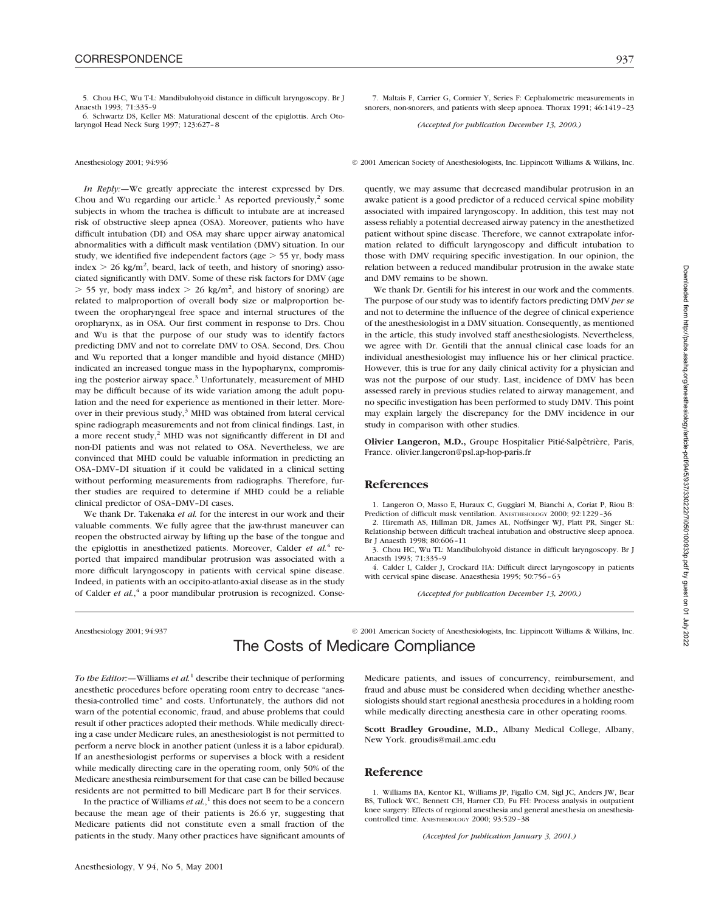5. Chou H-C, Wu T-L: Mandibulohyoid distance in difficult laryngoscopy. Br J Anaesth 1993; 71:335–9

6. Schwartz DS, Keller MS: Maturational descent of the epiglottis. Arch Otolaryngol Head Neck Surg 1997; 123:627–8

7. Maltais F, Carrier G, Cormier Y, Series F: Cephalometric measurements in snorers, non-snorers, and patients with sleep apnoea. Thorax 1991; 46:1419–23

*(Accepted for publication December 13, 2000.)*

Anesthesiology 2001; 94:936 © 2001 American Society of Anesthesiologists, Inc. Lippincott Williams & Wilkins, Inc.

*In Reply:*—We greatly appreciate the interest expressed by Drs. Chou and Wu regarding our article.[1] As reported previously,[2] some subjects in whom the trachea is difficult to intubate are at increased risk of obstructive sleep apnea (OSA). Moreover, patients who have difficult intubation (DI) and OSA may share upper airway anatomical abnormalities with a difficult mask ventilation (DMV) situation. In our study, we identified five independent factors (age > 55 yr, body mass index > 26 kg/m$^2$, beard, lack of teeth, and history of snoring) associated significantly with DMV. Some of these risk factors for DMV (age > 55 yr, body mass index > 26 kg/m$^2$, and history of snoring) are related to malproportion of overall body size or malproportion between the oropharyngeal free space and internal structures of the oropharynx, as in OSA. Our first comment in response to Drs. Chou and Wu is that the purpose of our study was to identify factors predicting DMV and not to correlate DMV to OSA. Second, Drs. Chou and Wu reported that a longer mandible and hyoid distance (MHD) indicated an increased tongue mass in the hypopharynx, compromising the posterior airway space.[3] Unfortunately, measurement of MHD may be difficult because of its wide variation among the adult population and the need for experience as mentioned in their letter. Moreover in their previous study,[3] MHD was obtained from lateral cervical spine radiograph measurements and not from clinical findings. Last, in a more recent study,[2] MHD was not significantly different in DI and non-DI patients and was not related to OSA. Nevertheless, we are convinced that MHD could be valuable information in predicting an OSA–DMV–DI situation if it could be validated in a clinical setting without performing measurements from radiographs. Therefore, further studies are required to determine if MHD could be a reliable clinical predictor of OSA–DMV–DI cases.

We thank Dr. Takenaka *et al.* for the interest in our work and their valuable comments. We fully agree that the jaw-thrust maneuver can reopen the obstructed airway by lifting up the base of the tongue and the epiglottis in anesthetized patients. Moreover, Calder *et al.*[4] reported that impaired mandibular protrusion was associated with a more difficult laryngoscopy in patients with cervical spine disease. Indeed, in patients with an occipito-atlanto-axial disease as in the study of Calder *et al.*,[4] a poor mandibular protrusion is recognized. Consequently, we may assume that decreased mandibular protrusion in an awake patient is a good predictor of a reduced cervical spine mobility associated with impaired laryngoscopy. In addition, this test may not assess reliably a potential decreased airway patency in the anesthetized patient without spine disease. Therefore, we cannot extrapolate information related to difficult laryngoscopy and difficult intubation to those with DMV requiring specific investigation. In our opinion, the relation between a reduced mandibular protrusion in the awake state and DMV remains to be shown.

We thank Dr. Gentili for his interest in our work and the comments. The purpose of our study was to identify factors predicting DMV *per se* and not to determine the influence of the degree of clinical experience of the anesthesiologist in a DMV situation. Consequently, as mentioned in the article, this study involved staff anesthesiologists. Nevertheless, we agree with Dr. Gentili that the annual clinical case loads for an individual anesthesiologist may influence his or her clinical practice. However, this is true for any daily clinical activity for a physician and was not the purpose of our study. Last, incidence of DMV has been assessed rarely in previous studies related to airway management, and no specific investigation has been performed to study DMV. This point may explain largely the discrepancy for the DMV incidence in our study in comparison with other studies.

**Olivier Langeron, M.D.,** Groupe Hospitalier Pitié-Salpêtrière, Paris, France. olivier.langeron@psl.ap-hop-paris.fr

## References

1. Langeron O, Masso E, Huraux C, Guggiari M, Bianchi A, Coriat P, Riou B: Prediction of difficult mask ventilation. Anesthesiology 2000; 92:1229–36
2. Hiremath AS, Hillman DR, James AL, Noffsinger WJ, Platt PR, Singer SL: Relationship between difficult tracheal intubation and obstructive sleep apnoea. Br J Anaesth 1998; 80:606–11
3. Chou HC, Wu TL: Mandibulohyoid distance in difficult laryngoscopy. Br J Anaesth 1993; 71:335–9
4. Calder I, Calder J, Crockard HA: Difficult direct laryngoscopy in patients with cervical spine disease. Anaesthesia 1995; 50:756–63

*(Accepted for publication December 13, 2000.)*

Anesthesiology 2001; 94:937 © 2001 American Society of Anesthesiologists, Inc. Lippincott Williams & Wilkins, Inc.

# The Costs of Medicare Compliance

*To the Editor:*—Williams *et al.*[1] describe their technique of performing anesthetic procedures before operating room entry to decrease "anesthesia-controlled time" and costs. Unfortunately, the authors did not warn of the potential economic, fraud, and abuse problems that could result if other practices adopted their methods. While medically directing a case under Medicare rules, an anesthesiologist is not permitted to perform a nerve block in another patient (unless it is a labor epidural). If an anesthesiologist performs or supervises a block with a resident while medically directing care in the operating room, only 50% of the Medicare anesthesia reimbursement for that case can be billed because residents are not permitted to bill Medicare part B for their services.

In the practice of Williams *et al.*,[1] this does not seem to be a concern because the mean age of their patients is 26.6 yr, suggesting that Medicare patients did not constitute even a small fraction of the patients in the study. Many other practices have significant amounts of Medicare patients, and issues of concurrency, reimbursement, and fraud and abuse must be considered when deciding whether anesthesiologists should start regional anesthesia procedures in a holding room while medically directing anesthesia care in other operating rooms.

**Scott Bradley Groudine, M.D.,** Albany Medical College, Albany, New York. groudis@mail.amc.edu

## Reference

1. Williams BA, Kentor KL, Williams JP, Figallo CM, Sigl JC, Anders JW, Bear BS, Tullock WC, Bennett CH, Harner CD, Fu FH: Process analysis in outpatient knee surgery: Effects of regional anesthesia and general anesthesia on anesthesia-controlled time. Anesthesiology 2000; 93:529–38

*(Accepted for publication January 3, 2001.)*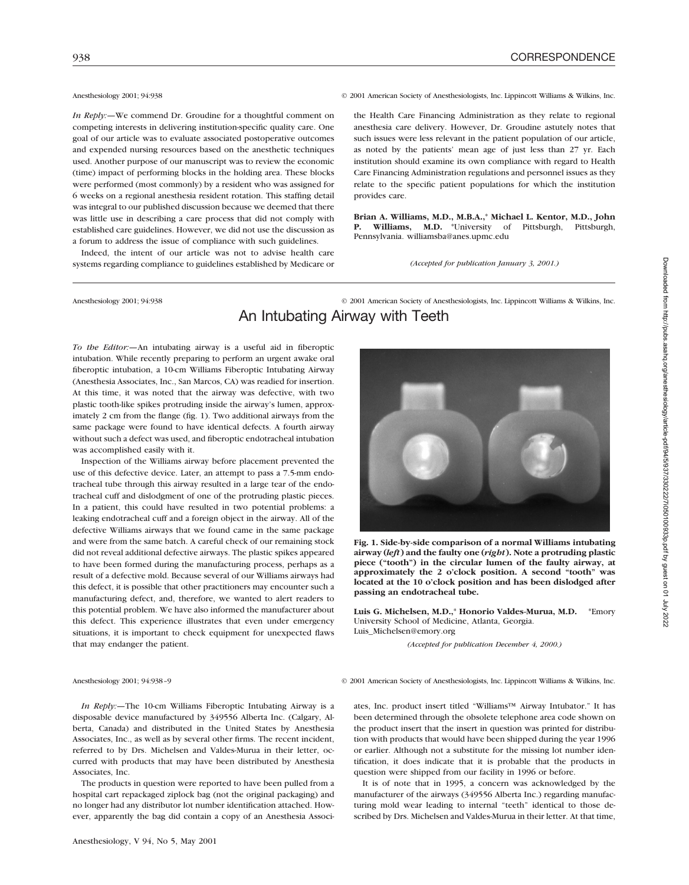*In Reply:*—We commend Dr. Groudine for a thoughtful comment on competing interests in delivering institution-specific quality care. One goal of our article was to evaluate associated postoperative outcomes and expended nursing resources based on the anesthetic techniques used. Another purpose of our manuscript was to review the economic (time) impact of performing blocks in the holding area. These blocks were performed (most commonly) by a resident who was assigned for 6 weeks on a regional anesthesia resident rotation. This staffing detail was integral to our published discussion because we deemed that there was little use in describing a care process that did not comply with established care guidelines. However, we did not use the discussion as a forum to address the issue of compliance with such guidelines.

Indeed, the intent of our article was not to advise health care systems regarding compliance to guidelines established by Medicare or the Health Care Financing Administration as they relate to regional anesthesia care delivery. However, Dr. Groudine astutely notes that such issues were less relevant in the patient population of our article, as noted by the patients' mean age of just less than 27 yr. Each institution should examine its own compliance with regard to Health Care Financing Administration regulations and personnel issues as they relate to the specific patient populations for which the institution provides care.

**Brian A. Williams, M.D., M.B.A.,\* Michael L. Kentor, M.D., John P. Williams, M.D.** \*University of Pittsburgh, Pittsburgh, Pennsylvania. williamsba@anes.upmc.edu

*(Accepted for publication January 3, 2001.)*

# An Intubating Airway with Teeth

*To the Editor:*—An intubating airway is a useful aid in fiberoptic intubation. While recently preparing to perform an urgent awake oral fiberoptic intubation, a 10-cm Williams Fiberoptic Intubating Airway (Anesthesia Associates, Inc., San Marcos, CA) was readied for insertion. At this time, it was noted that the airway was defective, with two plastic tooth-like spikes protruding inside the airway's lumen, approximately 2 cm from the flange (fig. 1). Two additional airways from the same package were found to have identical defects. A fourth airway without such a defect was used, and fiberoptic endotracheal intubation was accomplished easily with it.

Inspection of the Williams airway before placement prevented the use of this defective device. Later, an attempt to pass a 7.5-mm endotracheal tube through this airway resulted in a large tear of the endotracheal cuff and dislodgment of one of the protruding plastic pieces. In a patient, this could have resulted in two potential problems: a leaking endotracheal cuff and a foreign object in the airway. All of the defective Williams airways that we found came in the same package and were from the same batch. A careful check of our remaining stock did not reveal additional defective airways. The plastic spikes appeared to have been formed during the manufacturing process, perhaps as a result of a defective mold. Because several of our Williams airways had this defect, it is possible that other practitioners may encounter such a manufacturing defect, and, therefore, we wanted to alert readers to this potential problem. We have also informed the manufacturer about this defect. This experience illustrates that even under emergency situations, it is important to check equipment for unexpected flaws that may endanger the patient.

**Fig. 1. Side-by-side comparison of a normal Williams intubating airway (*left*) and the faulty one (*right*). Note a protruding plastic piece ("tooth") in the circular lumen of the faulty airway, at approximately the 2 o'clock position. A second "tooth" was located at the 10 o'clock position and has been dislodged after passing an endotracheal tube.**

**Luis G. Michelsen, M.D.,\* Honorio Valdes-Murua, M.D.** \*Emory University School of Medicine, Atlanta, Georgia. Luis_Michelsen@emory.org

*(Accepted for publication December 4, 2000.)*

*In Reply:*—The 10-cm Williams Fiberoptic Intubating Airway is a disposable device manufactured by 349556 Alberta Inc. (Calgary, Alberta, Canada) and distributed in the United States by Anesthesia Associates, Inc., as well as by several other firms. The recent incident, referred to by Drs. Michelsen and Valdes-Murua in their letter, occurred with products that may have been distributed by Anesthesia Associates, Inc.

The products in question were reported to have been pulled from a hospital cart repackaged ziplock bag (not the original packaging) and no longer had any distributor lot number identification attached. However, apparently the bag did contain a copy of an Anesthesia Associates, Inc. product insert titled "Williams™ Airway Intubator." It has been determined through the obsolete telephone area code shown on the product insert that the insert in question was printed for distribution with products that would have been shipped during the year 1996 or earlier. Although not a substitute for the missing lot number identification, it does indicate that it is probable that the products in question were shipped from our facility in 1996 or before.

It is of note that in 1995, a concern was acknowledged by the manufacturer of the airways (349556 Alberta Inc.) regarding manufacturing mold wear leading to internal "teeth" identical to those described by Drs. Michelsen and Valdes-Murua in their letter. At that time,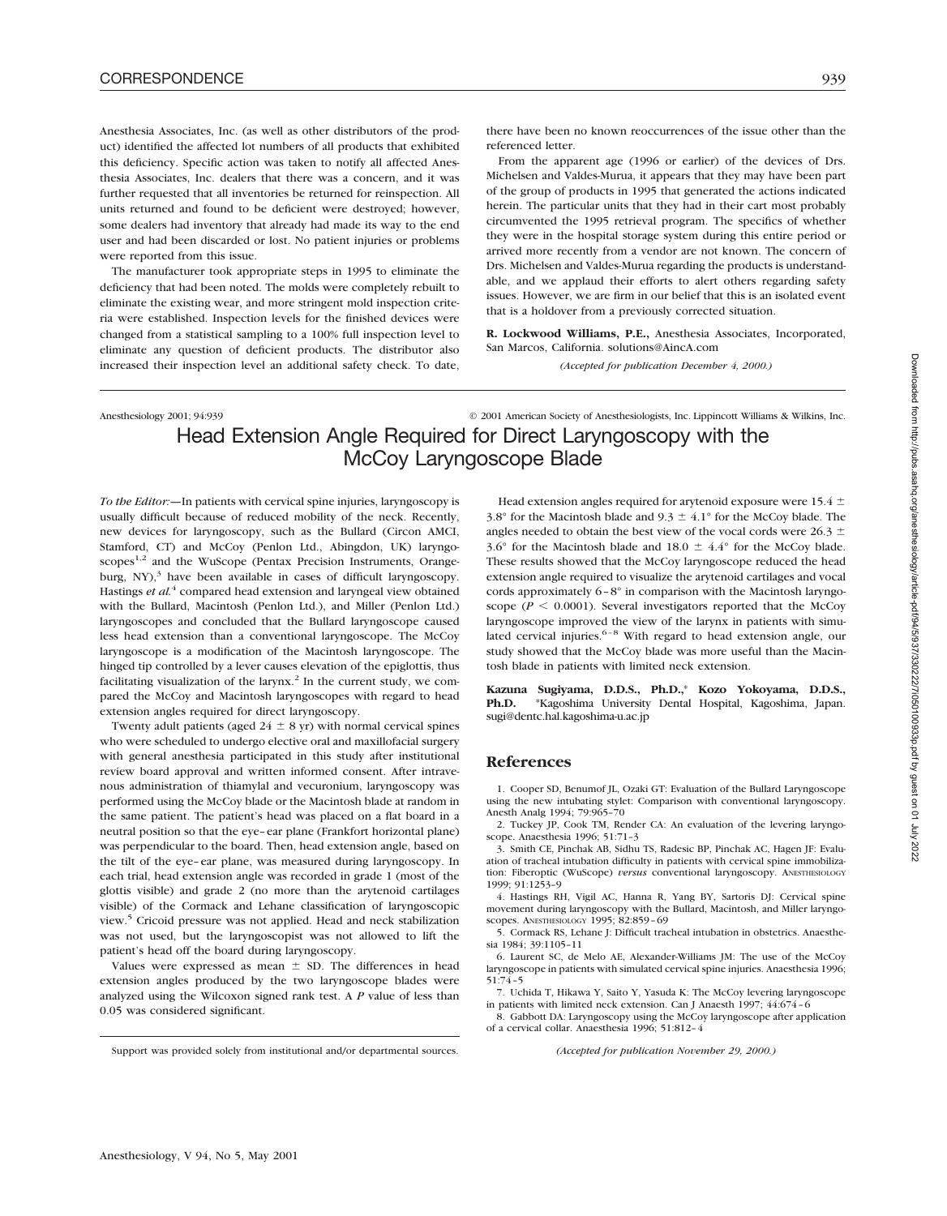Anesthesia Associates, Inc. (as well as other distributors of the product) identified the affected lot numbers of all products that exhibited this deficiency. Specific action was taken to notify all affected Anesthesia Associates, Inc. dealers that there was a concern, and it was further requested that all inventories be returned for reinspection. All units returned and found to be deficient were destroyed; however, some dealers had inventory that already had made its way to the end user and had been discarded or lost. No patient injuries or problems were reported from this issue.

The manufacturer took appropriate steps in 1995 to eliminate the deficiency that had been noted. The molds were completely rebuilt to eliminate the existing wear, and more stringent mold inspection criteria were established. Inspection levels for the finished devices were changed from a statistical sampling to a 100% full inspection level to eliminate any question of deficient products. The distributor also increased their inspection level an additional safety check. To date, there have been no known reoccurrences of the issue other than the referenced letter.

From the apparent age (1996 or earlier) of the devices of Drs. Michelsen and Valdes-Murua, it appears that they may have been part of the group of products in 1995 that generated the actions indicated herein. The particular units that they had in their cart most probably circumvented the 1995 retrieval program. The specifics of whether they were in the hospital storage system during this entire period or arrived more recently from a vendor are not known. The concern of Drs. Michelsen and Valdes-Murua regarding the products is understandable, and we applaud their efforts to alert others regarding safety issues. However, we are firm in our belief that this is an isolated event that is a holdover from a previously corrected situation.

**R. Lockwood Williams, P.E.,** Anesthesia Associates, Incorporated, San Marcos, California. solutions@AincA.com

*(Accepted for publication December 4, 2000.)*

Anesthesiology 2001; 94:939 © 2001 American Society of Anesthesiologists, Inc. Lippincott Williams & Wilkins, Inc.

# Head Extension Angle Required for Direct Laryngoscopy with the McCoy Laryngoscope Blade

*To the Editor:*—In patients with cervical spine injuries, laryngoscopy is usually difficult because of reduced mobility of the neck. Recently, new devices for laryngoscopy, such as the Bullard (Circon AMCI, Stamford, CT) and McCoy (Penlon Ltd., Abingdon, UK) laryngoscopes[1,2] and the WuScope (Pentax Precision Instruments, Orangeburg, NY),[3] have been available in cases of difficult laryngoscopy. Hastings *et al.*[4] compared head extension and laryngeal view obtained with the Bullard, Macintosh (Penlon Ltd.), and Miller (Penlon Ltd.) laryngoscopes and concluded that the Bullard laryngoscope caused less head extension than a conventional laryngoscope. The McCoy laryngoscope is a modification of the Macintosh laryngoscope. The hinged tip controlled by a lever causes elevation of the epiglottis, thus facilitating visualization of the larynx.[2] In the current study, we compared the McCoy and Macintosh laryngoscopes with regard to head extension angles required for direct laryngoscopy.

Twenty adult patients (aged 24 ± 8 yr) with normal cervical spines who were scheduled to undergo elective oral and maxillofacial surgery with general anesthesia participated in this study after institutional review board approval and written informed consent. After intravenous administration of thiamylal and vecuronium, laryngoscopy was performed using the McCoy blade or the Macintosh blade at random in the same patient. The patient's head was placed on a flat board in a neutral position so that the eye–ear plane (Frankfort horizontal plane) was perpendicular to the board. Then, head extension angle, based on the tilt of the eye–ear plane, was measured during laryngoscopy. In each trial, head extension angle was recorded in grade 1 (most of the glottis visible) and grade 2 (no more than the arytenoid cartilages visible) of the Cormack and Lehane classification of laryngoscopic view.[5] Cricoid pressure was not applied. Head and neck stabilization was not used, but the laryngoscopist was not allowed to lift the patient's head off the board during laryngoscopy.

Values were expressed as mean ± SD. The differences in head extension angles produced by the two laryngoscope blades were analyzed using the Wilcoxon signed rank test. A *P* value of less than 0.05 was considered significant.

Head extension angles required for arytenoid exposure were 15.4 ± 3.8° for the Macintosh blade and 9.3 ± 4.1° for the McCoy blade. The angles needed to obtain the best view of the vocal cords were 26.3 ± 3.6° for the Macintosh blade and 18.0 ± 4.4° for the McCoy blade. These results showed that the McCoy laryngoscope reduced the head extension angle required to visualize the arytenoid cartilages and vocal cords approximately 6–8° in comparison with the Macintosh laryngoscope ($P < 0.0001$). Several investigators reported that the McCoy laryngoscope improved the view of the larynx in patients with simulated cervical injuries.[6–8] With regard to head extension angle, our study showed that the McCoy blade was more useful than the Macintosh blade in patients with limited neck extension.

**Kazuna Sugiyama, D.D.S., Ph.D.,\* Kozo Yokoyama, D.D.S., Ph.D.** \*Kagoshima University Dental Hospital, Kagoshima, Japan. sugi@dentc.hal.kagoshima-u.ac.jp

Support was provided solely from institutional and/or departmental sources.

## References

1. Cooper SD, Benumof JL, Ozaki GT: Evaluation of the Bullard Laryngoscope using the new intubating stylet: Comparison with conventional laryngoscopy. Anesth Analg 1994; 79:965–70
2. Tuckey JP, Cook TM, Render CA: An evaluation of the levering laryngoscope. Anaesthesia 1996; 51:71–3
3. Smith CE, Pinchak AB, Sidhu TS, Radesic BP, Pinchak AC, Hagen JF: Evaluation of tracheal intubation difficulty in patients with cervical spine immobilization: Fiberoptic (WuScope) *versus* conventional laryngoscopy. Anesthesiology 1999; 91:1253–9
4. Hastings RH, Vigil AC, Hanna R, Yang BY, Sartoris DJ: Cervical spine movement during laryngoscopy with the Bullard, Macintosh, and Miller laryngoscopes. Anesthesiology 1995; 82:859–69
5. Cormack RS, Lehane J: Difficult tracheal intubation in obstetrics. Anaesthesia 1984; 39:1105–11
6. Laurent SC, de Melo AE, Alexander-Williams JM: The use of the McCoy laryngoscope in patients with simulated cervical spine injuries. Anaesthesia 1996; 51:74–5
7. Uchida T, Hikawa Y, Saito Y, Yasuda K: The McCoy levering laryngoscope in patients with limited neck extension. Can J Anaesth 1997; 44:674–6
8. Gabbott DA: Laryngoscopy using the McCoy laryngoscope after application of a cervical collar. Anaesthesia 1996; 51:812–4

*(Accepted for publication November 29, 2000.)*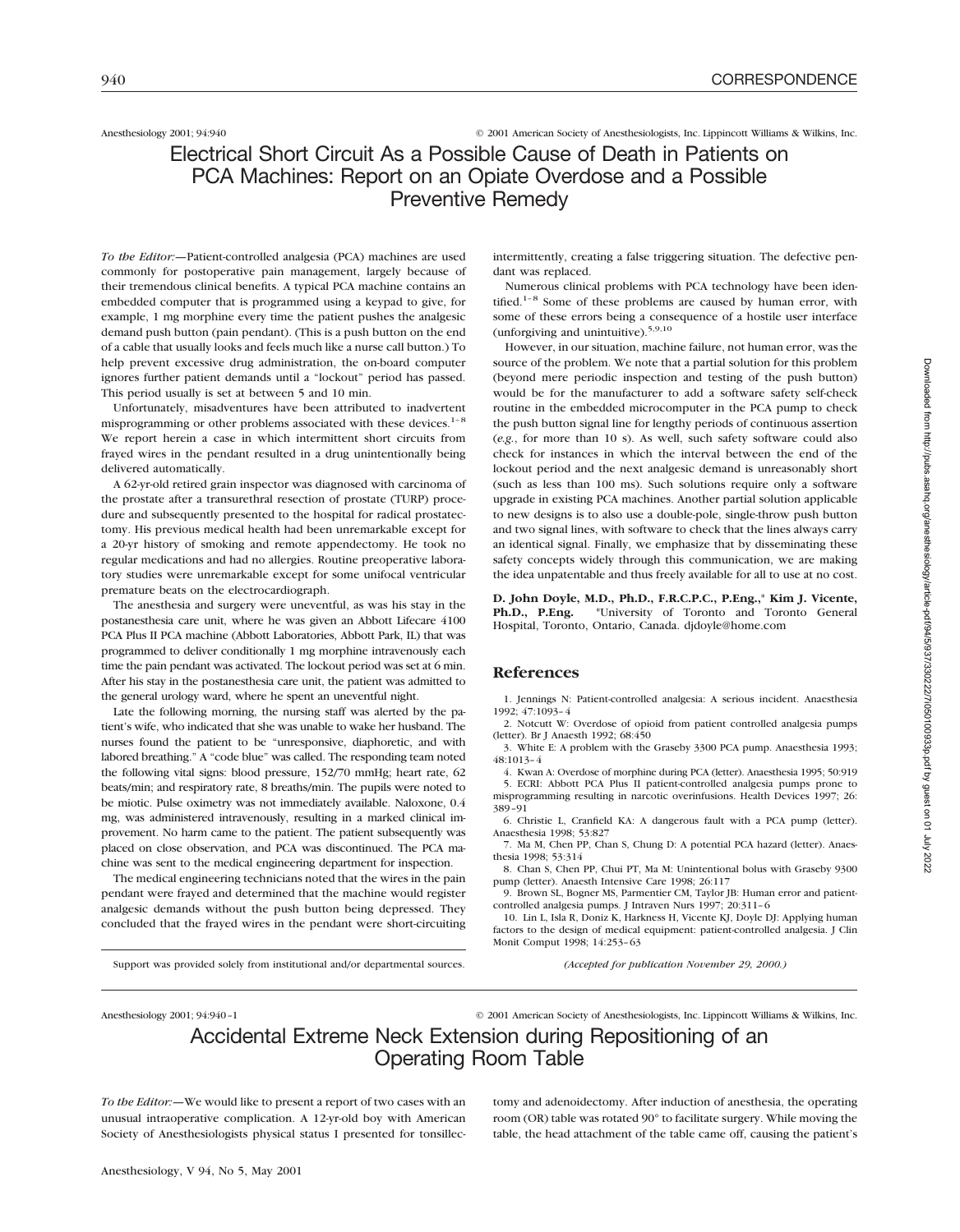Anesthesiology 2001; 94:940 © 2001 American Society of Anesthesiologists, Inc. Lippincott Williams & Wilkins, Inc.

# Electrical Short Circuit As a Possible Cause of Death in Patients on PCA Machines: Report on an Opiate Overdose and a Possible Preventive Remedy

*To the Editor:*—Patient-controlled analgesia (PCA) machines are used commonly for postoperative pain management, largely because of their tremendous clinical benefits. A typical PCA machine contains an embedded computer that is programmed using a keypad to give, for example, 1 mg morphine every time the patient pushes the analgesic demand push button (pain pendant). (This is a push button on the end of a cable that usually looks and feels much like a nurse call button.) To help prevent excessive drug administration, the on-board computer ignores further patient demands until a "lockout" period has passed. This period usually is set at between 5 and 10 min.

Unfortunately, misadventures have been attributed to inadvertent misprogramming or other problems associated with these devices.[1–8] We report herein a case in which intermittent short circuits from frayed wires in the pendant resulted in a drug unintentionally being delivered automatically.

A 62-yr-old retired grain inspector was diagnosed with carcinoma of the prostate after a transurethral resection of prostate (TURP) procedure and subsequently presented to the hospital for radical prostatectomy. His previous medical health had been unremarkable except for a 20-yr history of smoking and remote appendectomy. He took no regular medications and had no allergies. Routine preoperative laboratory studies were unremarkable except for some unifocal ventricular premature beats on the electrocardiograph.

The anesthesia and surgery were uneventful, as was his stay in the postanesthesia care unit, where he was given an Abbott Lifecare 4100 PCA Plus II PCA machine (Abbott Laboratories, Abbott Park, IL) that was programmed to deliver conditionally 1 mg morphine intravenously each time the pain pendant was activated. The lockout period was set at 6 min. After his stay in the postanesthesia care unit, the patient was admitted to the general urology ward, where he spent an uneventful night.

Late the following morning, the nursing staff was alerted by the patient's wife, who indicated that she was unable to wake her husband. The nurses found the patient to be "unresponsive, diaphoretic, and with labored breathing." A "code blue" was called. The responding team noted the following vital signs: blood pressure, 152/70 mmHg; heart rate, 62 beats/min; and respiratory rate, 8 breaths/min. The pupils were noted to be miotic. Pulse oximetry was not immediately available. Naloxone, 0.4 mg, was administered intravenously, resulting in a marked clinical improvement. No harm came to the patient. The patient subsequently was placed on close observation, and PCA was discontinued. The PCA machine was sent to the medical engineering department for inspection.

The medical engineering technicians noted that the wires in the pain pendant were frayed and determined that the machine would register analgesic demands without the push button being depressed. They concluded that the frayed wires in the pendant were short-circuiting intermittently, creating a false triggering situation. The defective pendant was replaced.

Numerous clinical problems with PCA technology have been identified.[1–8] Some of these problems are caused by human error, with some of these errors being a consequence of a hostile user interface (unforgiving and unintuitive).[5,9,10]

However, in our situation, machine failure, not human error, was the source of the problem. We note that a partial solution for this problem (beyond mere periodic inspection and testing of the push button) would be for the manufacturer to add a software safety self-check routine in the embedded microcomputer in the PCA pump to check the push button signal line for lengthy periods of continuous assertion (*e.g.*, for more than 10 s). As well, such safety software could also check for instances in which the interval between the end of the lockout period and the next analgesic demand is unreasonably short (such as less than 100 ms). Such solutions require only a software upgrade in existing PCA machines. Another partial solution applicable to new designs is to also use a double-pole, single-throw push button and two signal lines, with software to check that the lines always carry an identical signal. Finally, we emphasize that by disseminating these safety concepts widely through this communication, we are making the idea unpatentable and thus freely available for all to use at no cost.

**D. John Doyle, M.D., Ph.D., F.R.C.P.C., P.Eng.,\* Kim J. Vicente, Ph.D., P.Eng.** \*University of Toronto and Toronto General Hospital, Toronto, Ontario, Canada. djdoyle@home.com

## References

1. Jennings N: Patient-controlled analgesia: A serious incident. Anaesthesia 1992; 47:1093–4
2. Notcutt W: Overdose of opioid from patient controlled analgesia pumps (letter). Br J Anaesth 1992; 68:450
3. White E: A problem with the Graseby 3300 PCA pump. Anaesthesia 1993; 48:1013–4
4. Kwan A: Overdose of morphine during PCA (letter). Anaesthesia 1995; 50:919
5. ECRI: Abbott PCA Plus II patient-controlled analgesia pumps prone to misprogramming resulting in narcotic overinfusions. Health Devices 1997; 26: 389–91
6. Christie L, Cranfield KA: A dangerous fault with a PCA pump (letter). Anaesthesia 1998; 53:827
7. Ma M, Chen PP, Chan S, Chung D: A potential PCA hazard (letter). Anaesthesia 1998; 53:314
8. Chan S, Chen PP, Chui PT, Ma M: Unintentional bolus with Graseby 9300 pump (letter). Anaesth Intensive Care 1998; 26:117
9. Brown SL, Bogner MS, Parmentier CM, Taylor JB: Human error and patient-controlled analgesia pumps. J Intraven Nurs 1997; 20:311–6
10. Lin L, Isla R, Doniz K, Harkness H, Vicente KJ, Doyle DJ: Applying human factors to the design of medical equipment: patient-controlled analgesia. J Clin Monit Comput 1998; 14:253–63

Support was provided solely from institutional and/or departmental sources.

*(Accepted for publication November 29, 2000.)*

Anesthesiology 2001; 94:940–1 © 2001 American Society of Anesthesiologists, Inc. Lippincott Williams & Wilkins, Inc.

# Accidental Extreme Neck Extension during Repositioning of an Operating Room Table

*To the Editor:*—We would like to present a report of two cases with an unusual intraoperative complication. A 12-yr-old boy with American Society of Anesthesiologists physical status I presented for tonsillectomy and adenoidectomy. After induction of anesthesia, the operating room (OR) table was rotated 90° to facilitate surgery. While moving the table, the head attachment of the table came off, causing the patient's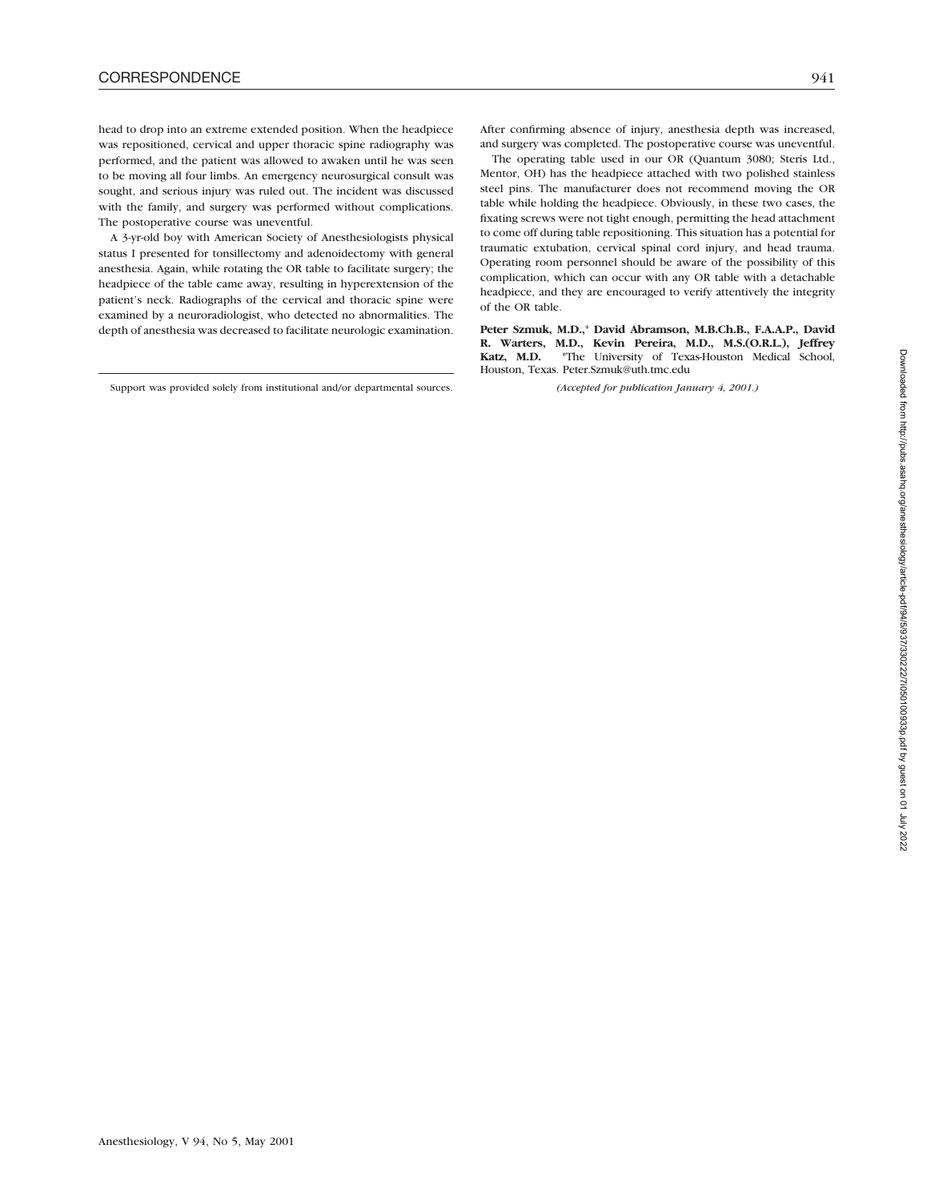head to drop into an extreme extended position. When the headpiece was repositioned, cervical and upper thoracic spine radiography was performed, and the patient was allowed to awaken until he was seen to be moving all four limbs. An emergency neurosurgical consult was sought, and serious injury was ruled out. The incident was discussed with the family, and surgery was performed without complications. The postoperative course was uneventful.

A 3-yr-old boy with American Society of Anesthesiologists physical status I presented for tonsillectomy and adenoidectomy with general anesthesia. Again, while rotating the OR table to facilitate surgery; the headpiece of the table came away, resulting in hyperextension of the patient's neck. Radiographs of the cervical and thoracic spine were examined by a neuroradiologist, who detected no abnormalities. The depth of anesthesia was decreased to facilitate neurologic examination. After confirming absence of injury, anesthesia depth was increased, and surgery was completed. The postoperative course was uneventful.

The operating table used in our OR (Quantum 3080; Steris Ltd., Mentor, OH) has the headpiece attached with two polished stainless steel pins. The manufacturer does not recommend moving the OR table while holding the headpiece. Obviously, in these two cases, the fixating screws were not tight enough, permitting the head attachment to come off during table repositioning. This situation has a potential for traumatic extubation, cervical spinal cord injury, and head trauma. Operating room personnel should be aware of the possibility of this complication, which can occur with any OR table with a detachable headpiece, and they are encouraged to verify attentively the integrity of the OR table.

**Peter Szmuk, M.D.,\* David Abramson, M.B.Ch.B., F.A.A.P., David R. Warters, M.D., Kevin Pereira, M.D., M.S.(O.R.L.), Jeffrey Katz, M.D.** \*The University of Texas-Houston Medical School, Houston, Texas. Peter.Szmuk@uth.tmc.edu

*(Accepted for publication January 4, 2001.)*

Support was provided solely from institutional and/or departmental sources.